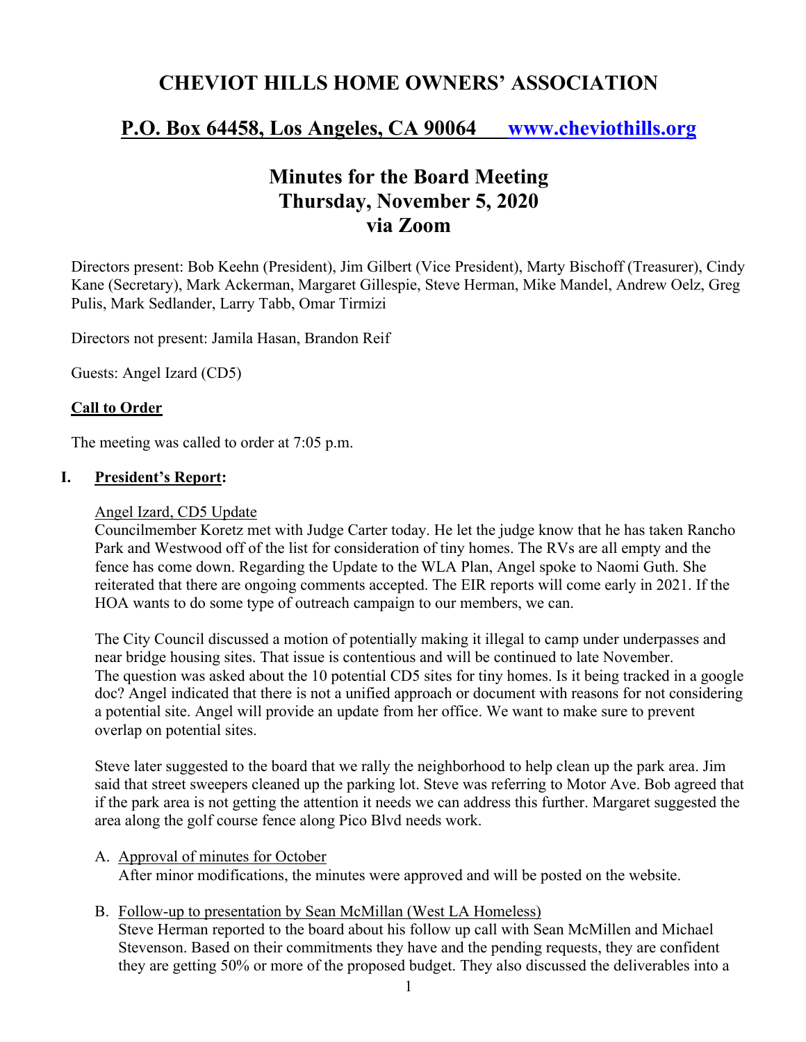# CHEVIOT HILLS HOME OWNERS' ASSOCIATION

## P.O. Box 64458, Los Angeles, CA 90064 [www.cheviothills.org](http://www.cheviothills.org)

## Minutes for the Board Meeting
## Thursday, November 5, 2020
## via Zoom

Directors present: Bob Keehn (President), Jim Gilbert (Vice President), Marty Bischoff (Treasurer), Cindy Kane (Secretary), Mark Ackerman, Margaret Gillespie, Steve Herman, Mike Mandel, Andrew Oelz, Greg Pulis, Mark Sedlander, Larry Tabb, Omar Tirmizi

Directors not present: Jamila Hasan, Brandon Reif

Guests: Angel Izard (CD5)

**Call to Order**

The meeting was called to order at 7:05 p.m.

**I. President's Report:**

Angel Izard, CD5 Update

Councilmember Koretz met with Judge Carter today. He let the judge know that he has taken Rancho Park and Westwood off of the list for consideration of tiny homes. The RVs are all empty and the fence has come down. Regarding the Update to the WLA Plan, Angel spoke to Naomi Guth. She reiterated that there are ongoing comments accepted. The EIR reports will come early in 2021. If the HOA wants to do some type of outreach campaign to our members, we can.

The City Council discussed a motion of potentially making it illegal to camp under underpasses and near bridge housing sites. That issue is contentious and will be continued to late November. The question was asked about the 10 potential CD5 sites for tiny homes. Is it being tracked in a google doc? Angel indicated that there is not a unified approach or document with reasons for not considering a potential site. Angel will provide an update from her office. We want to make sure to prevent overlap on potential sites.

Steve later suggested to the board that we rally the neighborhood to help clean up the park area. Jim said that street sweepers cleaned up the parking lot. Steve was referring to Motor Ave. Bob agreed that if the park area is not getting the attention it needs we can address this further. Margaret suggested the area along the golf course fence along Pico Blvd needs work.

A. Approval of minutes for October

After minor modifications, the minutes were approved and will be posted on the website.

B. Follow-up to presentation by Sean McMillan (West LA Homeless)

Steve Herman reported to the board about his follow up call with Sean McMillen and Michael Stevenson. Based on their commitments they have and the pending requests, they are confident they are getting 50% or more of the proposed budget. They also discussed the deliverables into a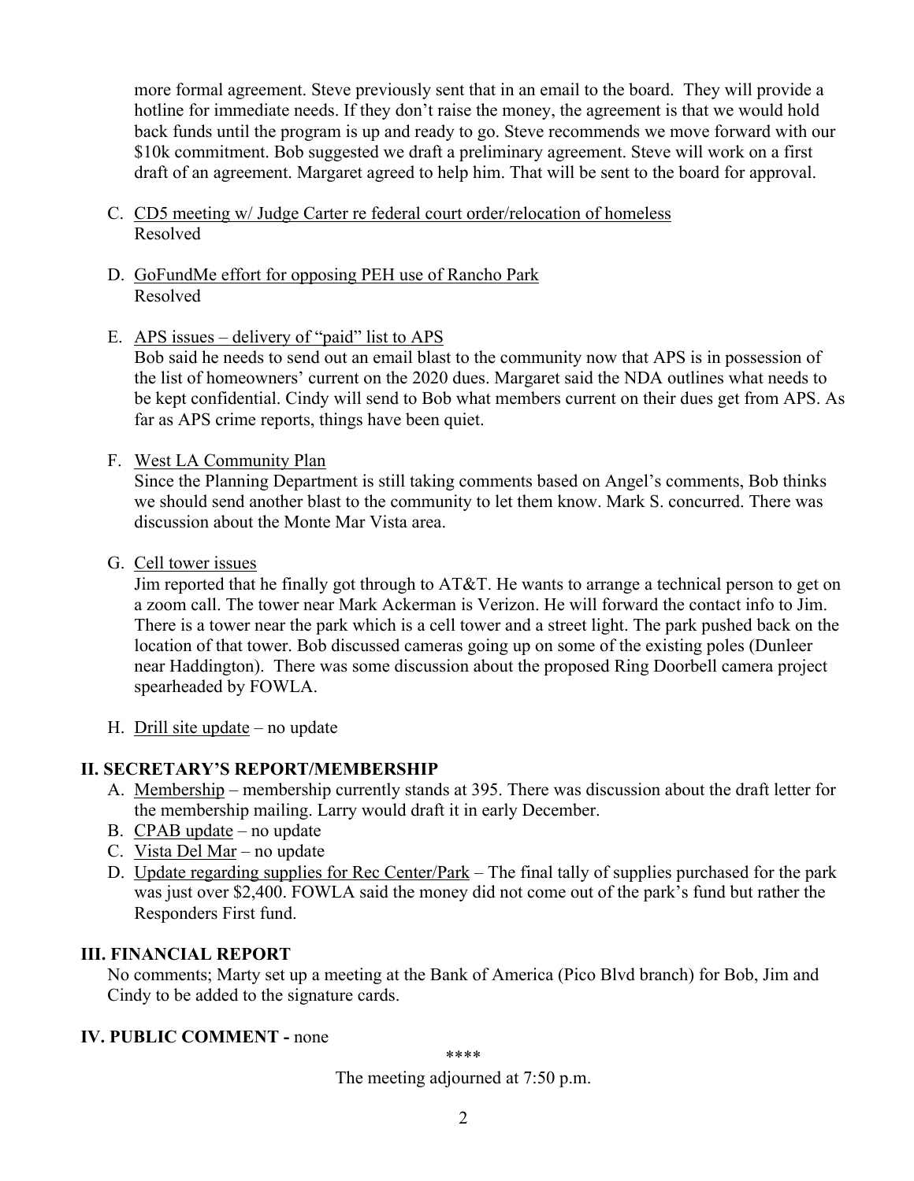more formal agreement. Steve previously sent that in an email to the board. They will provide a hotline for immediate needs. If they don't raise the money, the agreement is that we would hold back funds until the program is up and ready to go. Steve recommends we move forward with our $10k commitment. Bob suggested we draft a preliminary agreement. Steve will work on a first draft of an agreement. Margaret agreed to help him. That will be sent to the board for approval.

C. CD5 meeting w/ Judge Carter re federal court order/relocation of homeless
   Resolved

D. GoFundMe effort for opposing PEH use of Rancho Park
   Resolved

E. APS issues – delivery of "paid" list to APS
   Bob said he needs to send out an email blast to the community now that APS is in possession of the list of homeowners' current on the 2020 dues. Margaret said the NDA outlines what needs to be kept confidential. Cindy will send to Bob what members current on their dues get from APS. As far as APS crime reports, things have been quiet.

F. West LA Community Plan
   Since the Planning Department is still taking comments based on Angel's comments, Bob thinks we should send another blast to the community to let them know. Mark S. concurred. There was discussion about the Monte Mar Vista area.

G. Cell tower issues
   Jim reported that he finally got through to AT&T. He wants to arrange a technical person to get on a zoom call. The tower near Mark Ackerman is Verizon. He will forward the contact info to Jim. There is a tower near the park which is a cell tower and a street light. The park pushed back on the location of that tower. Bob discussed cameras going up on some of the existing poles (Dunleer near Haddington). There was some discussion about the proposed Ring Doorbell camera project spearheaded by FOWLA.

H. Drill site update – no update

## II. SECRETARY'S REPORT/MEMBERSHIP

A. Membership – membership currently stands at 395. There was discussion about the draft letter for the membership mailing. Larry would draft it in early December.
B. CPAB update – no update
C. Vista Del Mar – no update
D. Update regarding supplies for Rec Center/Park – The final tally of supplies purchased for the park was just over $2,400. FOWLA said the money did not come out of the park's fund but rather the Responders First fund.

## III. FINANCIAL REPORT

No comments; Marty set up a meeting at the Bank of America (Pico Blvd branch) for Bob, Jim and Cindy to be added to the signature cards.

## IV. PUBLIC COMMENT - none

****

The meeting adjourned at 7:50 p.m.